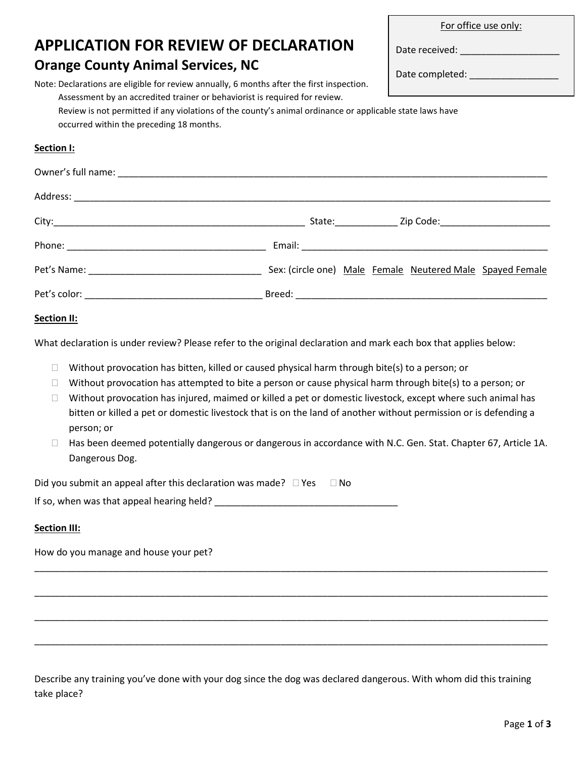For office use only:

Date received: ___________________

Date completed: _________________

# APPLICATION FOR REVIEW OF DECLARATION

## Orange County Animal Services, NC

Note: Declarations are eligible for review annually, 6 months after the first inspection.
Assessment by an accredited trainer or behaviorist is required for review.
Review is not permitted if any violations of the county's animal ordinance or applicable state laws have occurred within the preceding 18 months.

**Section I:**

Owner's full name: ________________________________________________________________________________

Address: _______________________________________________________________________________________

City:_______________________________________________ State:____________ Zip Code:_____________________

Phone: ______________________________________ Email: _______________________________________________

Pet's Name: ________________________________ Sex: (circle one) Male Female Neutered Male Spayed Female

Pet's color: _________________________________ Breed: ______________________________________________

**Section II:**

What declaration is under review? Please refer to the original declaration and mark each box that applies below:

- ☐ Without provocation has bitten, killed or caused physical harm through bite(s) to a person; or
- ☐ Without provocation has attempted to bite a person or cause physical harm through bite(s) to a person; or
- ☐ Without provocation has injured, maimed or killed a pet or domestic livestock, except where such animal has bitten or killed a pet or domestic livestock that is on the land of another without permission or is defending a person; or
- ☐ Has been deemed potentially dangerous or dangerous in accordance with N.C. Gen. Stat. Chapter 67, Article 1A. Dangerous Dog.

Did you submit an appeal after this declaration was made? ☐ Yes ☐ No

If so, when was that appeal hearing held? ___________________________________

**Section III:**

How do you manage and house your pet?

_____________________________________________________________________________________________________

_____________________________________________________________________________________________________

_____________________________________________________________________________________________________

_____________________________________________________________________________________________________

Describe any training you've done with your dog since the dog was declared dangerous. With whom did this training take place?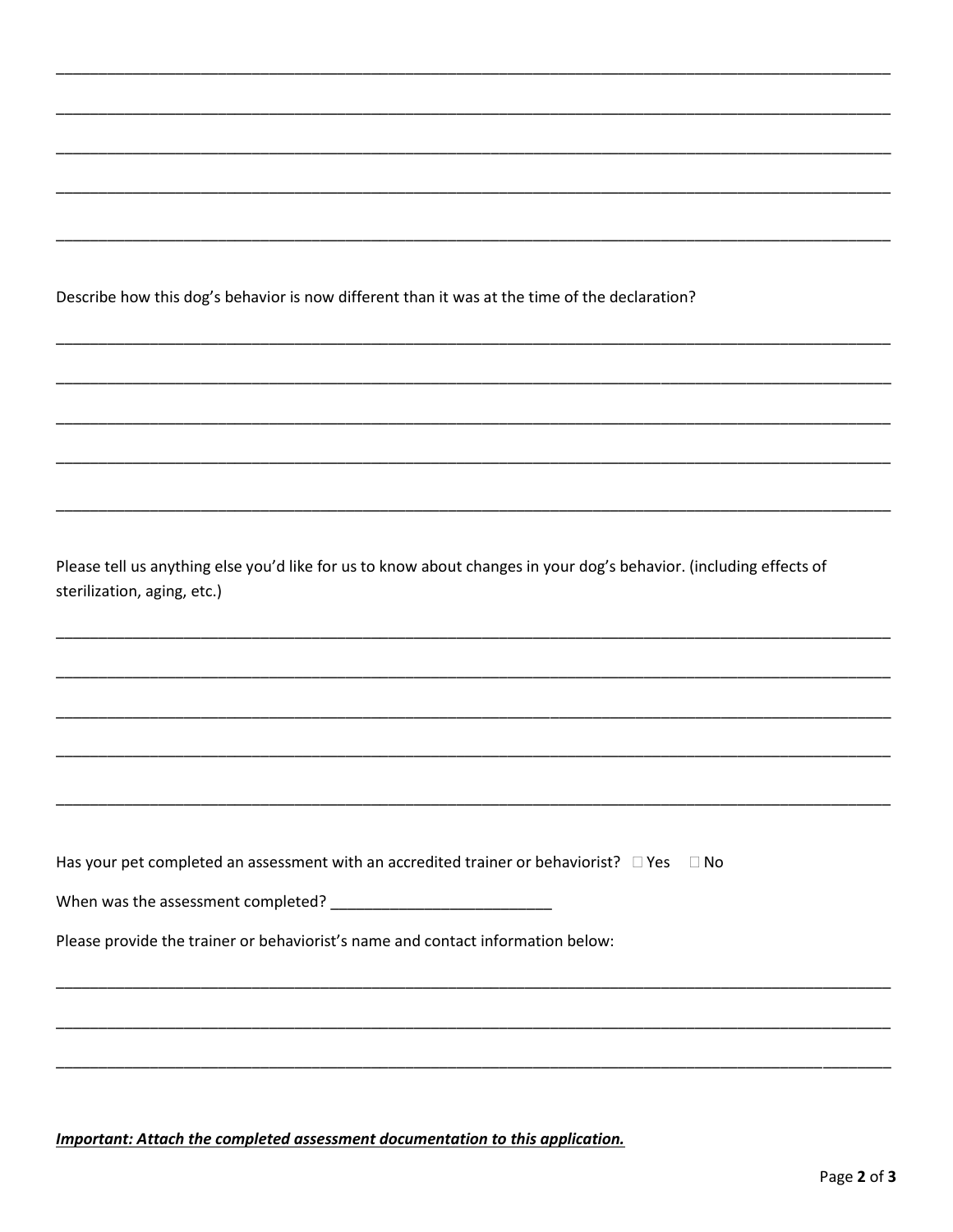\_\_\_\_\_\_\_\_\_\_\_\_\_\_\_\_\_\_\_\_\_\_\_\_\_\_\_\_\_\_\_\_\_\_\_\_\_\_\_\_\_\_\_\_\_\_\_\_\_\_\_\_\_\_\_\_\_\_\_\_\_\_\_\_\_\_\_\_\_\_\_\_\_\_\_\_\_\_\_\_

\_\_\_\_\_\_\_\_\_\_\_\_\_\_\_\_\_\_\_\_\_\_\_\_\_\_\_\_\_\_\_\_\_\_\_\_\_\_\_\_\_\_\_\_\_\_\_\_\_\_\_\_\_\_\_\_\_\_\_\_\_\_\_\_\_\_\_\_\_\_\_\_\_\_\_\_\_\_\_\_

\_\_\_\_\_\_\_\_\_\_\_\_\_\_\_\_\_\_\_\_\_\_\_\_\_\_\_\_\_\_\_\_\_\_\_\_\_\_\_\_\_\_\_\_\_\_\_\_\_\_\_\_\_\_\_\_\_\_\_\_\_\_\_\_\_\_\_\_\_\_\_\_\_\_\_\_\_\_\_\_

\_\_\_\_\_\_\_\_\_\_\_\_\_\_\_\_\_\_\_\_\_\_\_\_\_\_\_\_\_\_\_\_\_\_\_\_\_\_\_\_\_\_\_\_\_\_\_\_\_\_\_\_\_\_\_\_\_\_\_\_\_\_\_\_\_\_\_\_\_\_\_\_\_\_\_\_\_\_\_\_

\_\_\_\_\_\_\_\_\_\_\_\_\_\_\_\_\_\_\_\_\_\_\_\_\_\_\_\_\_\_\_\_\_\_\_\_\_\_\_\_\_\_\_\_\_\_\_\_\_\_\_\_\_\_\_\_\_\_\_\_\_\_\_\_\_\_\_\_\_\_\_\_\_\_\_\_\_\_\_\_

Describe how this dog's behavior is now different than it was at the time of the declaration?

\_\_\_\_\_\_\_\_\_\_\_\_\_\_\_\_\_\_\_\_\_\_\_\_\_\_\_\_\_\_\_\_\_\_\_\_\_\_\_\_\_\_\_\_\_\_\_\_\_\_\_\_\_\_\_\_\_\_\_\_\_\_\_\_\_\_\_\_\_\_\_\_\_\_\_\_\_\_\_\_

\_\_\_\_\_\_\_\_\_\_\_\_\_\_\_\_\_\_\_\_\_\_\_\_\_\_\_\_\_\_\_\_\_\_\_\_\_\_\_\_\_\_\_\_\_\_\_\_\_\_\_\_\_\_\_\_\_\_\_\_\_\_\_\_\_\_\_\_\_\_\_\_\_\_\_\_\_\_\_\_

\_\_\_\_\_\_\_\_\_\_\_\_\_\_\_\_\_\_\_\_\_\_\_\_\_\_\_\_\_\_\_\_\_\_\_\_\_\_\_\_\_\_\_\_\_\_\_\_\_\_\_\_\_\_\_\_\_\_\_\_\_\_\_\_\_\_\_\_\_\_\_\_\_\_\_\_\_\_\_\_

\_\_\_\_\_\_\_\_\_\_\_\_\_\_\_\_\_\_\_\_\_\_\_\_\_\_\_\_\_\_\_\_\_\_\_\_\_\_\_\_\_\_\_\_\_\_\_\_\_\_\_\_\_\_\_\_\_\_\_\_\_\_\_\_\_\_\_\_\_\_\_\_\_\_\_\_\_\_\_\_

\_\_\_\_\_\_\_\_\_\_\_\_\_\_\_\_\_\_\_\_\_\_\_\_\_\_\_\_\_\_\_\_\_\_\_\_\_\_\_\_\_\_\_\_\_\_\_\_\_\_\_\_\_\_\_\_\_\_\_\_\_\_\_\_\_\_\_\_\_\_\_\_\_\_\_\_\_\_\_\_

Please tell us anything else you'd like for us to know about changes in your dog's behavior. (including effects of sterilization, aging, etc.)

\_\_\_\_\_\_\_\_\_\_\_\_\_\_\_\_\_\_\_\_\_\_\_\_\_\_\_\_\_\_\_\_\_\_\_\_\_\_\_\_\_\_\_\_\_\_\_\_\_\_\_\_\_\_\_\_\_\_\_\_\_\_\_\_\_\_\_\_\_\_\_\_\_\_\_\_\_\_\_\_

\_\_\_\_\_\_\_\_\_\_\_\_\_\_\_\_\_\_\_\_\_\_\_\_\_\_\_\_\_\_\_\_\_\_\_\_\_\_\_\_\_\_\_\_\_\_\_\_\_\_\_\_\_\_\_\_\_\_\_\_\_\_\_\_\_\_\_\_\_\_\_\_\_\_\_\_\_\_\_\_

\_\_\_\_\_\_\_\_\_\_\_\_\_\_\_\_\_\_\_\_\_\_\_\_\_\_\_\_\_\_\_\_\_\_\_\_\_\_\_\_\_\_\_\_\_\_\_\_\_\_\_\_\_\_\_\_\_\_\_\_\_\_\_\_\_\_\_\_\_\_\_\_\_\_\_\_\_\_\_\_

\_\_\_\_\_\_\_\_\_\_\_\_\_\_\_\_\_\_\_\_\_\_\_\_\_\_\_\_\_\_\_\_\_\_\_\_\_\_\_\_\_\_\_\_\_\_\_\_\_\_\_\_\_\_\_\_\_\_\_\_\_\_\_\_\_\_\_\_\_\_\_\_\_\_\_\_\_\_\_\_

\_\_\_\_\_\_\_\_\_\_\_\_\_\_\_\_\_\_\_\_\_\_\_\_\_\_\_\_\_\_\_\_\_\_\_\_\_\_\_\_\_\_\_\_\_\_\_\_\_\_\_\_\_\_\_\_\_\_\_\_\_\_\_\_\_\_\_\_\_\_\_\_\_\_\_\_\_\_\_\_

Has your pet completed an assessment with an accredited trainer or behaviorist? ☐ Yes ☐ No

When was the assessment completed? \_\_\_\_\_\_\_\_\_\_\_\_\_\_\_\_\_\_\_\_\_\_\_\_\_\_

Please provide the trainer or behaviorist's name and contact information below:

\_\_\_\_\_\_\_\_\_\_\_\_\_\_\_\_\_\_\_\_\_\_\_\_\_\_\_\_\_\_\_\_\_\_\_\_\_\_\_\_\_\_\_\_\_\_\_\_\_\_\_\_\_\_\_\_\_\_\_\_\_\_\_\_\_\_\_\_\_\_\_\_\_\_\_\_\_\_\_\_

\_\_\_\_\_\_\_\_\_\_\_\_\_\_\_\_\_\_\_\_\_\_\_\_\_\_\_\_\_\_\_\_\_\_\_\_\_\_\_\_\_\_\_\_\_\_\_\_\_\_\_\_\_\_\_\_\_\_\_\_\_\_\_\_\_\_\_\_\_\_\_\_\_\_\_\_\_\_\_\_

\_\_\_\_\_\_\_\_\_\_\_\_\_\_\_\_\_\_\_\_\_\_\_\_\_\_\_\_\_\_\_\_\_\_\_\_\_\_\_\_\_\_\_\_\_\_\_\_\_\_\_\_\_\_\_\_\_\_\_\_\_\_\_\_\_\_\_\_\_\_\_\_\_\_\_\_\_\_\_\_

***Important: Attach the completed assessment documentation to this application.***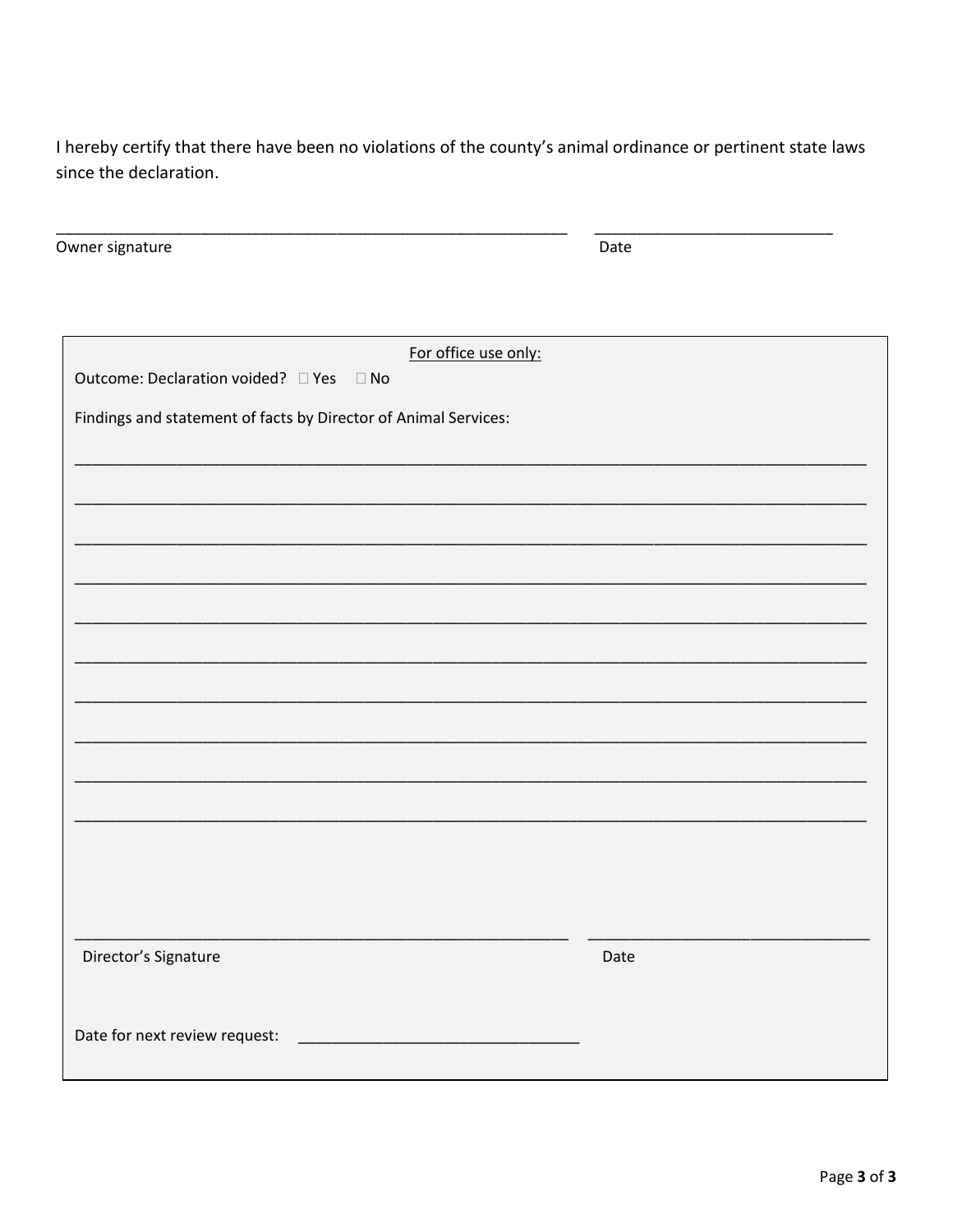I hereby certify that there have been no violations of the county's animal ordinance or pertinent state laws since the declaration.

_______________________________________________________________ ____________________________

Owner signature Date

For office use only:

Outcome: Declaration voided? ☐ Yes ☐ No

Findings and statement of facts by Director of Animal Services:

_______________________________________________________________________________________________

_______________________________________________________________________________________________

_______________________________________________________________________________________________

_______________________________________________________________________________________________

_______________________________________________________________________________________________

_______________________________________________________________________________________________

_______________________________________________________________________________________________

_______________________________________________________________________________________________

_______________________________________________________________________________________________

_______________________________________________________________________________________________

___________________________________________________________ ________________________________

Director's Signature Date

Date for next review request: ________________________________